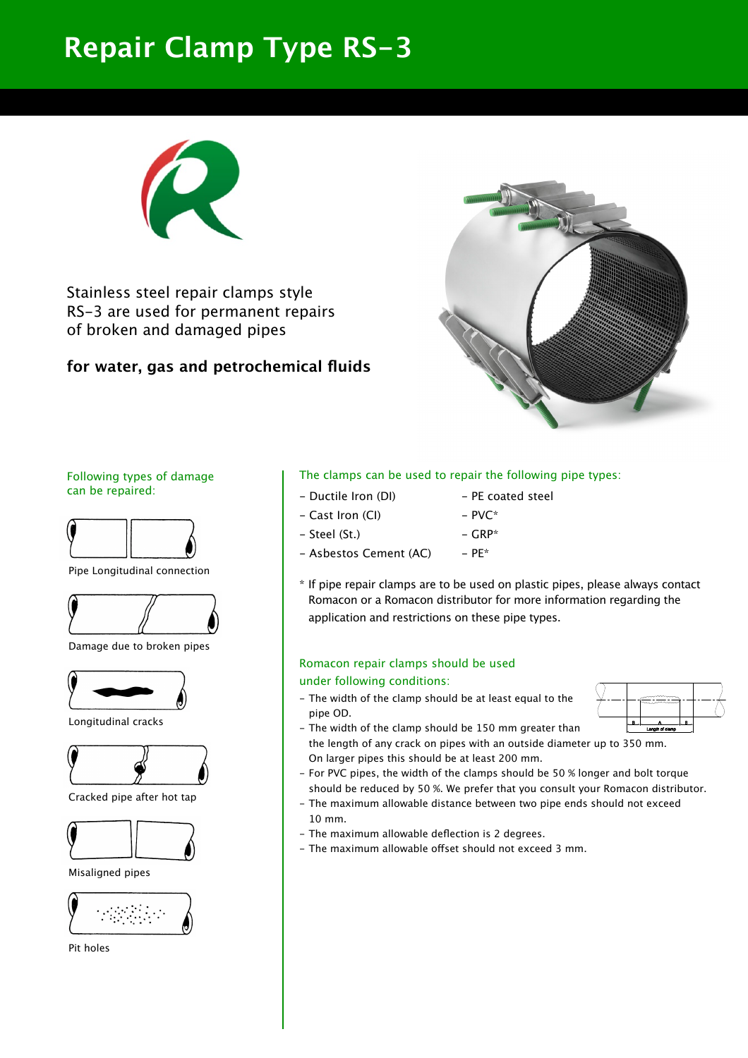# Repair Clamp Type RS-3

Stainless steel repair clamps style RS-3 are used for permanent repairs of broken and damaged pipes

**for water, gas and petrochemical fluids**

Following types of damage can be repaired:

Pipe Longitudinal connection

Damage due to broken pipes

Longitudinal cracks

Cracked pipe after hot tap

Misaligned pipes

Pit holes

The clamps can be used to repair the following pipe types:

- Ductile Iron (DI)
- Cast Iron (CI)
- Steel (St.)
- Asbestos Cement (AC)
- PE coated steel
- PVC*
- GRP*
- PE*

* If pipe repair clamps are to be used on plastic pipes, please always contact Romacon or a Romacon distributor for more information regarding the application and restrictions on these pipe types.

Romacon repair clamps should be used under following conditions:

- The width of the clamp should be at least equal to the pipe OD.
- The width of the clamp should be 150 mm greater than the length of any crack on pipes with an outside diameter up to 350 mm. On larger pipes this should be at least 200 mm.
- For PVC pipes, the width of the clamps should be 50 % longer and bolt torque should be reduced by 50 %. We prefer that you consult your Romacon distributor.
- The maximum allowable distance between two pipe ends should not exceed 10 mm.
- The maximum allowable deflection is 2 degrees.
- The maximum allowable offset should not exceed 3 mm.

B A B
Length of clamp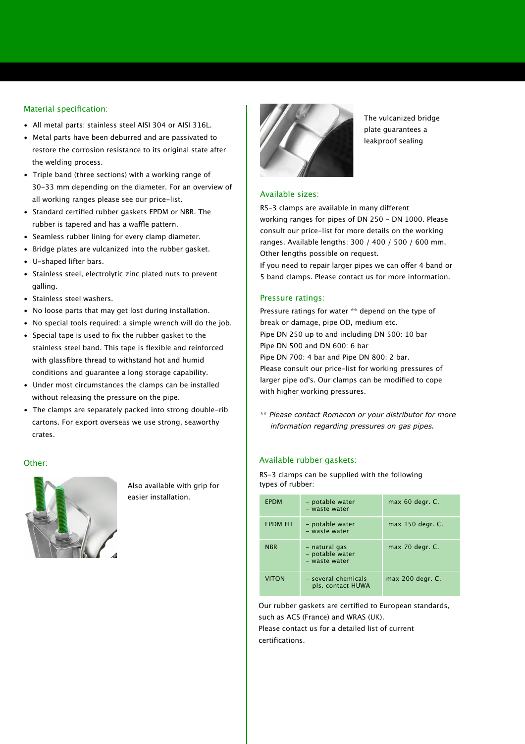## Material specification:

- All metal parts: stainless steel AISI 304 or AISI 316L.
- Metal parts have been deburred and are passivated to restore the corrosion resistance to its original state after the welding process.
- Triple band (three sections) with a working range of 30-33 mm depending on the diameter. For an overview of all working ranges please see our price-list.
- Standard certified rubber gaskets EPDM or NBR. The rubber is tapered and has a waffle pattern.
- Seamless rubber lining for every clamp diameter.
- Bridge plates are vulcanized into the rubber gasket.
- U-shaped lifter bars.
- Stainless steel, electrolytic zinc plated nuts to prevent galling.
- Stainless steel washers.
- No loose parts that may get lost during installation.
- No special tools required: a simple wrench will do the job.
- Special tape is used to fix the rubber gasket to the stainless steel band. This tape is flexible and reinforced with glassfibre thread to withstand hot and humid conditions and guarantee a long storage capability.
- Under most circumstances the clamps can be installed without releasing the pressure on the pipe.
- The clamps are separately packed into strong double-rib cartons. For export overseas we use strong, seaworthy crates.

## Other:

Also available with grip for easier installation.

The vulcanized bridge plate guarantees a leakproof sealing

## Available sizes:

RS-3 clamps are available in many different working ranges for pipes of DN 250 - DN 1000. Please consult our price-list for more details on the working ranges. Available lengths: 300 / 400 / 500 / 600 mm. Other lengths possible on request.
If you need to repair larger pipes we can offer 4 band or 5 band clamps. Please contact us for more information.

## Pressure ratings:

Pressure ratings for water ** depend on the type of break or damage, pipe OD, medium etc.
Pipe DN 250 up to and including DN 500: 10 bar
Pipe DN 500 and DN 600: 6 bar
Pipe DN 700: 4 bar and Pipe DN 800: 2 bar.
Please consult our price-list for working pressures of larger pipe od's. Our clamps can be modified to cope with higher working pressures.

** *Please contact Romacon or your distributor for more information regarding pressures on gas pipes.*

## Available rubber gaskets:

RS-3 clamps can be supplied with the following types of rubber:

| | | |
|---|---|---|
| EPDM | - potable water<br>- waste water | max 60 degr. C. |
| EPDM HT | - potable water<br>- waste water | max 150 degr. C. |
| NBR | - natural gas<br>- potable water<br>- waste water | max 70 degr. C. |
| VITON | - several chemicals pls. contact HUWA | max 200 degr. C. |

Our rubber gaskets are certified to European standards, such as ACS (France) and WRAS (UK).
Please contact us for a detailed list of current certifications.